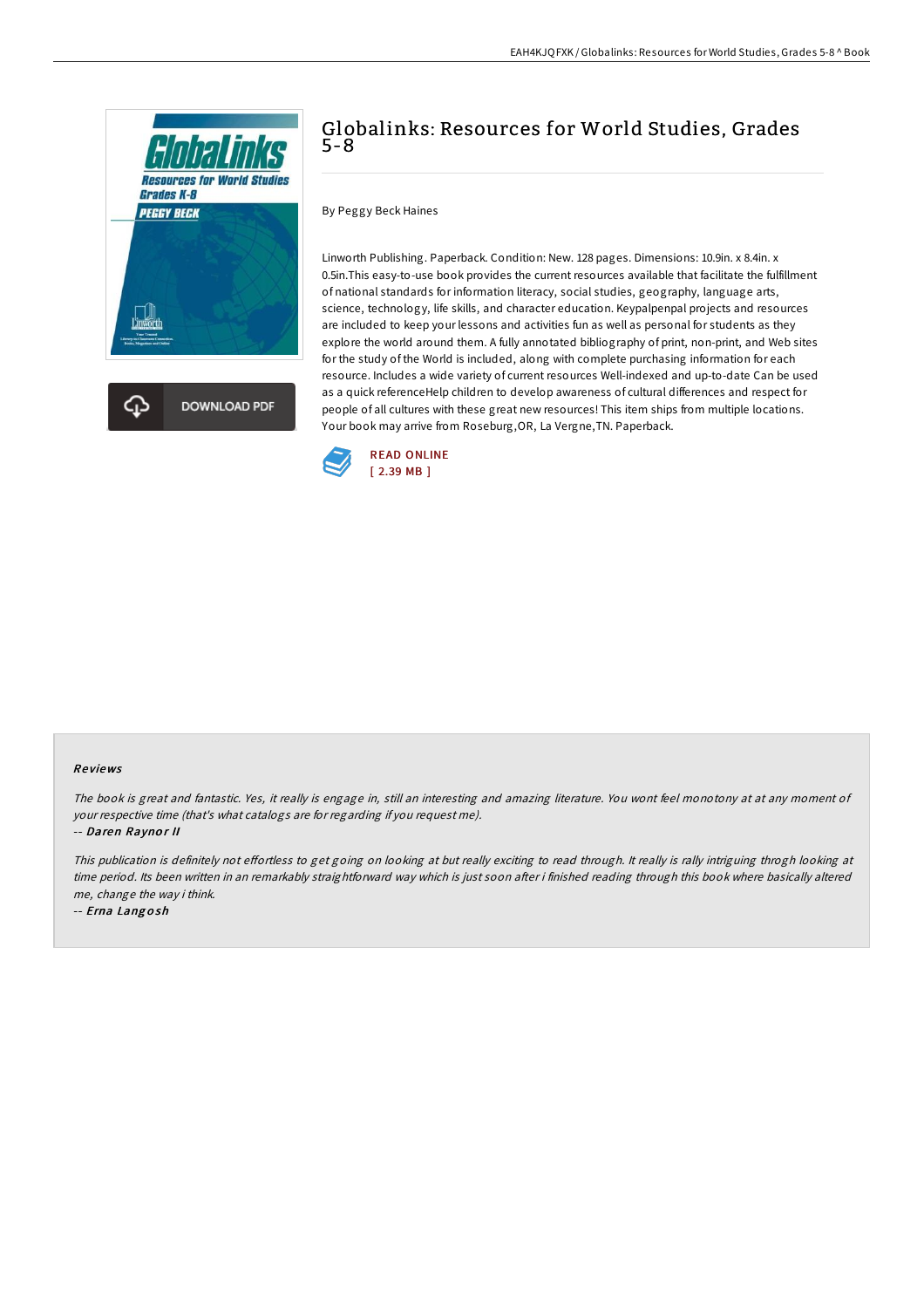# Globalinks: Resources for World Studies, Grades 5-8

By Peggy Beck Haines

Linworth Publishing. Paperback. Condition: New. 128 pages. Dimensions: 10.9in. x 8.4in. x 0.5in.This easy-to-use book provides the current resources available that facilitate the fulfillment of national standards for information literacy, social studies, geography, language arts, science, technology, life skills, and character education. Keypalpenpal projects and resources are included to keep your lessons and activities fun as well as personal for students as they explore the world around them. A fully annotated bibliography of print, non-print, and Web sites for the study of the World is included, along with complete purchasing information for each resource. Includes a wide variety of current resources Well-indexed and up-to-date Can be used as a quick referenceHelp children to develop awareness of cultural differences and respect for people of all cultures with these great new resources! This item ships from multiple locations. Your book may arrive from Roseburg,OR, La Vergne,TN. Paperback.

DOWNLOAD PDF

READ ONLINE
[ 2.39 MB ]

## Reviews

*The book is great and fantastic. Yes, it really is engage in, still an interesting and amazing literature. You wont feel monotony at at any moment of your respective time (that's what catalogs are for regarding if you request me).*

-- *Daren Raynor II*

*This publication is definitely not effortless to get going on looking at but really exciting to read through. It really is rally intriguing throgh looking at time period. Its been written in an remarkably straightforward way which is just soon after i finished reading through this book where basically altered me, change the way i think.*

-- *Erna Langosh*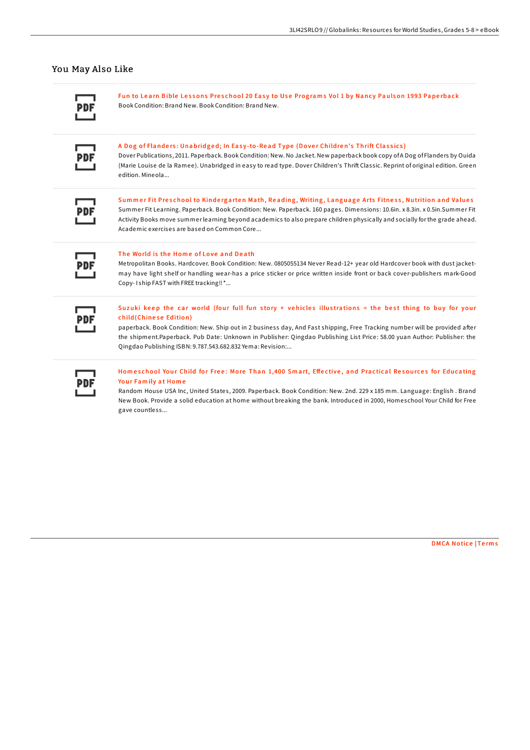## You May Also Like

**Fun to Learn Bible Lessons Preschool 20 Easy to Use Programs Vol 1 by Nancy Paulson 1993 Paperback**

Book Condition: Brand New. Book Condition: Brand New.

**A Dog of Flanders: Unabridged; In Easy-to-Read Type (Dover Children's Thrift Classics)**

Dover Publications, 2011. Paperback. Book Condition: New. No Jacket. New paperback book copy of A Dog of Flanders by Ouida (Marie Louise de la Ramee). Unabridged in easy to read type. Dover Children's Thrift Classic. Reprint of original edition. Green edition. Mineola...

**Summer Fit Preschool to Kindergarten Math, Reading, Writing, Language Arts Fitness, Nutrition and Values**

Summer Fit Learning. Paperback. Book Condition: New. Paperback. 160 pages. Dimensions: 10.6in. x 8.3in. x 0.5in.Summer Fit Activity Books move summer learning beyond academics to also prepare children physically and socially for the grade ahead. Academic exercises are based on Common Core...

**The World is the Home of Love and Death**

Metropolitan Books. Hardcover. Book Condition: New. 0805055134 Never Read-12+ year old Hardcover book with dust jacket-may have light shelf or handling wear-has a price sticker or price written inside front or back cover-publishers mark-Good Copy- I ship FAST with FREE tracking!! *...

**Suzuki keep the car world (four full fun story + vehicles illustrations = the best thing to buy for your child(Chinese Edition)**

paperback. Book Condition: New. Ship out in 2 business day, And Fast shipping, Free Tracking number will be provided after the shipment.Paperback. Pub Date: Unknown in Publisher: Qingdao Publishing List Price: 58.00 yuan Author: Publisher: the Qingdao Publishing ISBN: 9.787.543.682.832 Yema: Revision:...

**Homeschool Your Child for Free: More Than 1,400 Smart, Effective, and Practical Resources for Educating Your Family at Home**

Random House USA Inc, United States, 2009. Paperback. Book Condition: New. 2nd. 229 x 185 mm. Language: English . Brand New Book. Provide a solid education at home without breaking the bank. Introduced in 2000, Homeschool Your Child for Free gave countless...